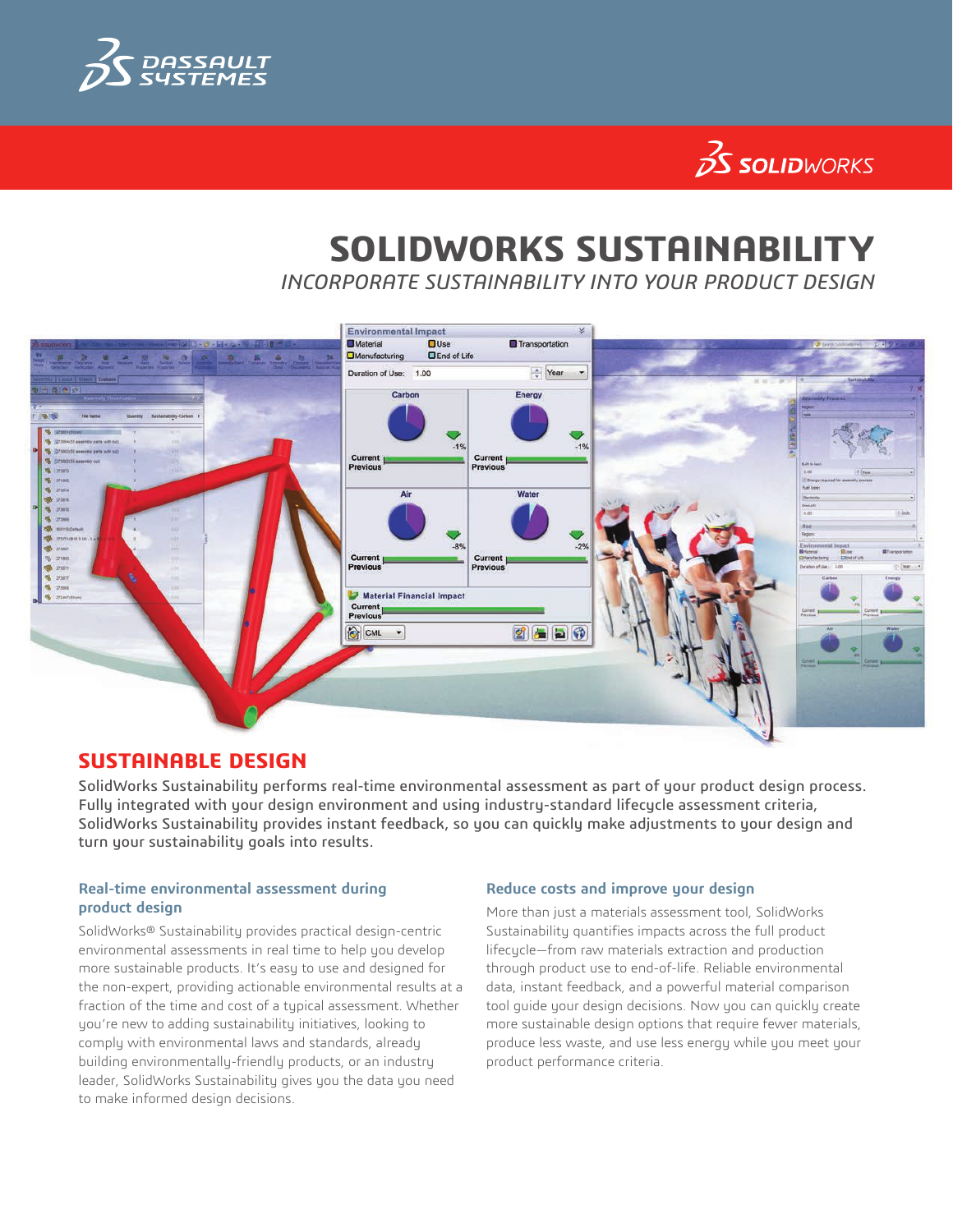# SOLIDWORKS SUSTAINABILITY

*INCORPORATE SUSTAINABILITY INTO YOUR PRODUCT DESIGN*

## SUSTAINABLE DESIGN

SolidWorks Sustainability performs real-time environmental assessment as part of your product design process. Fully integrated with your design environment and using industry-standard lifecycle assessment criteria, SolidWorks Sustainability provides instant feedback, so you can quickly make adjustments to your design and turn your sustainability goals into results.

### Real-time environmental assessment during product design

SolidWorks® Sustainability provides practical design-centric environmental assessments in real time to help you develop more sustainable products. It's easy to use and designed for the non-expert, providing actionable environmental results at a fraction of the time and cost of a typical assessment. Whether you're new to adding sustainability initiatives, looking to comply with environmental laws and standards, already building environmentally-friendly products, or an industry leader, SolidWorks Sustainability gives you the data you need to make informed design decisions.

### Reduce costs and improve your design

More than just a materials assessment tool, SolidWorks Sustainability quantifies impacts across the full product lifecycle—from raw materials extraction and production through product use to end-of-life. Reliable environmental data, instant feedback, and a powerful material comparison tool guide your design decisions. Now you can quickly create more sustainable design options that require fewer materials, produce less waste, and use less energy while you meet your product performance criteria.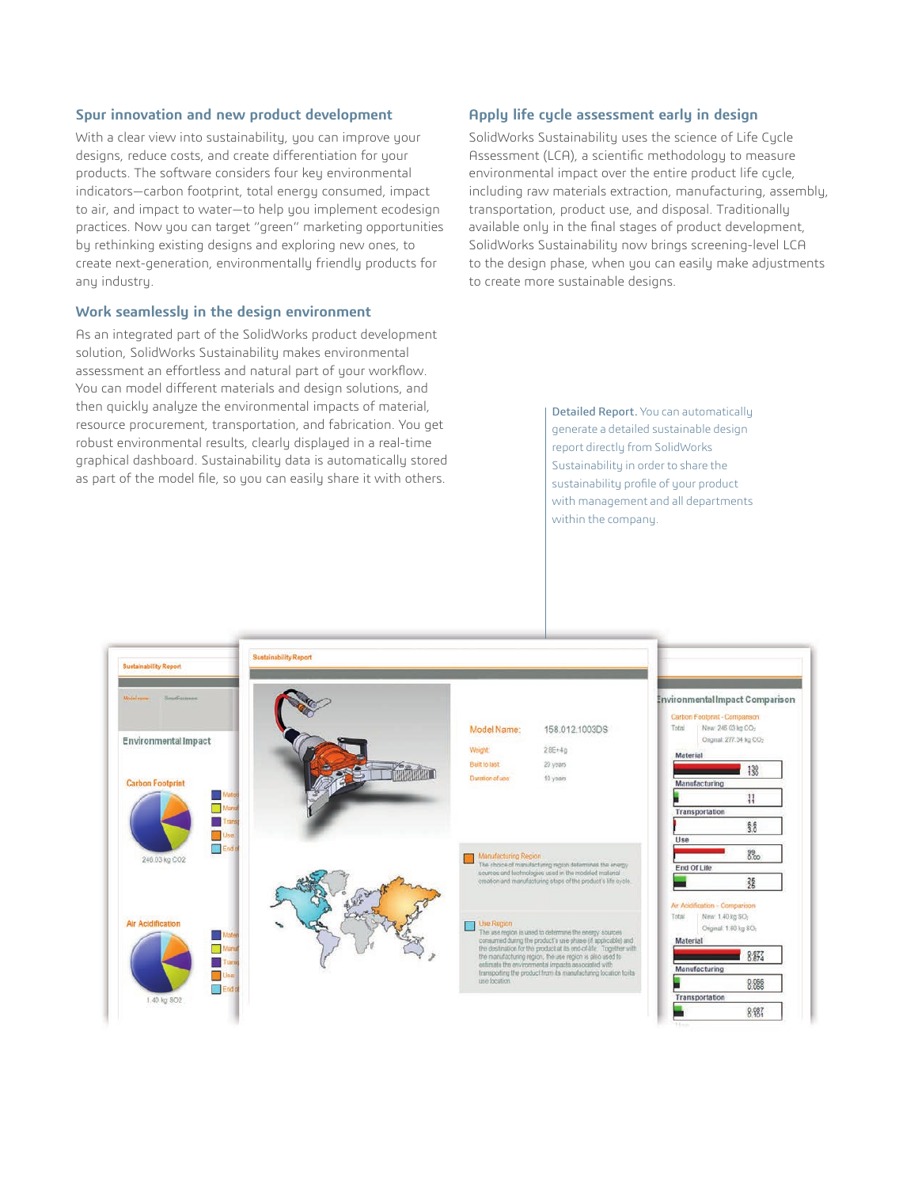## Spur innovation and new product development

With a clear view into sustainability, you can improve your designs, reduce costs, and create differentiation for your products. The software considers four key environmental indicators—carbon footprint, total energy consumed, impact to air, and impact to water—to help you implement ecodesign practices. Now you can target "green" marketing opportunities by rethinking existing designs and exploring new ones, to create next-generation, environmentally friendly products for any industry.

## Work seamlessly in the design environment

As an integrated part of the SolidWorks product development solution, SolidWorks Sustainability makes environmental assessment an effortless and natural part of your workflow. You can model different materials and design solutions, and then quickly analyze the environmental impacts of material, resource procurement, transportation, and fabrication. You get robust environmental results, clearly displayed in a real-time graphical dashboard. Sustainability data is automatically stored as part of the model file, so you can easily share it with others.

## Apply life cycle assessment early in design

SolidWorks Sustainability uses the science of Life Cycle Assessment (LCA), a scientific methodology to measure environmental impact over the entire product life cycle, including raw materials extraction, manufacturing, assembly, transportation, product use, and disposal. Traditionally available only in the final stages of product development, SolidWorks Sustainability now brings screening-level LCA to the design phase, when you can easily make adjustments to create more sustainable designs.

**Detailed Report.** You can automatically generate a detailed sustainable design report directly from SolidWorks Sustainability in order to share the sustainability profile of your product with management and all departments within the company.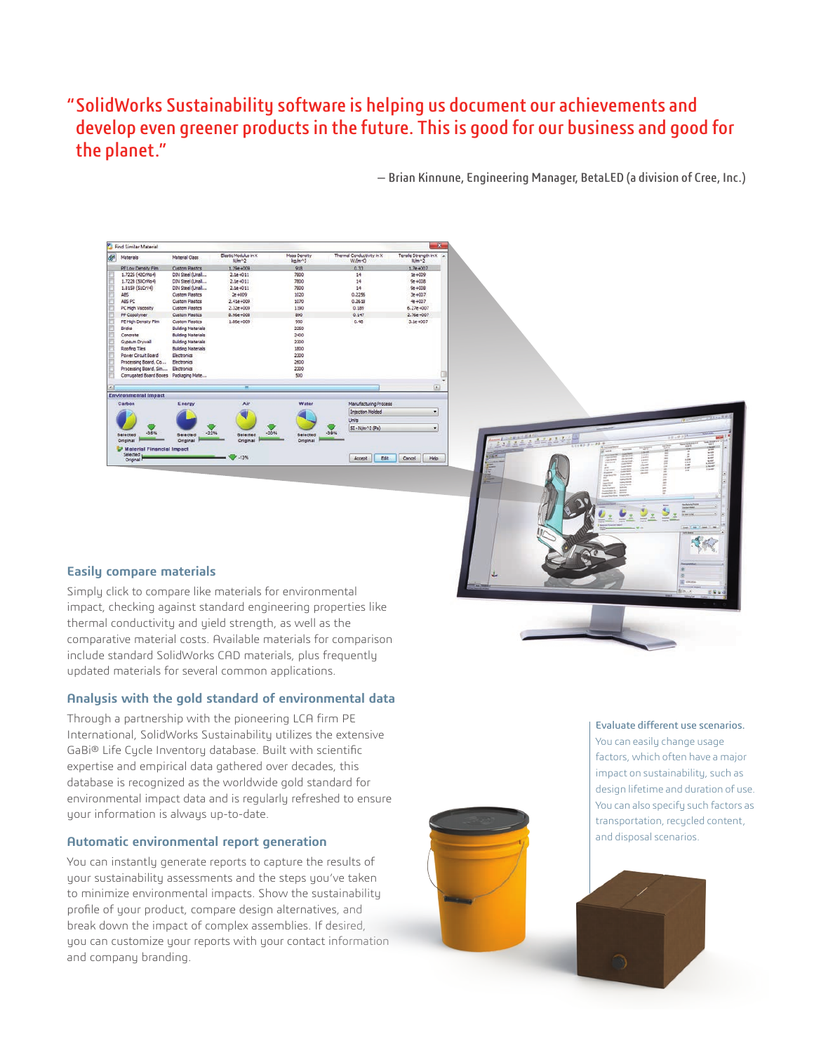"SolidWorks Sustainability software is helping us document our achievements and develop even greener products in the future. This is good for our business and good for the planet."

— Brian Kinnune, Engineering Manager, BetaLED (a division of Cree, Inc.)

### Easily compare materials

Simply click to compare like materials for environmental impact, checking against standard engineering properties like thermal conductivity and yield strength, as well as the comparative material costs. Available materials for comparison include standard SolidWorks CAD materials, plus frequently updated materials for several common applications.

### Analysis with the gold standard of environmental data

Through a partnership with the pioneering LCA firm PE International, SolidWorks Sustainability utilizes the extensive GaBi® Life Cycle Inventory database. Built with scientific expertise and empirical data gathered over decades, this database is recognized as the worldwide gold standard for environmental impact data and is regularly refreshed to ensure your information is always up-to-date.

### Automatic environmental report generation

You can instantly generate reports to capture the results of your sustainability assessments and the steps you've taken to minimize environmental impacts. Show the sustainability profile of your product, compare design alternatives, and break down the impact of complex assemblies. If desired, you can customize your reports with your contact information and company branding.

**Evaluate different use scenarios.**
You can easily change usage factors, which often have a major impact on sustainability, such as design lifetime and duration of use. You can also specify such factors as transportation, recycled content, and disposal scenarios.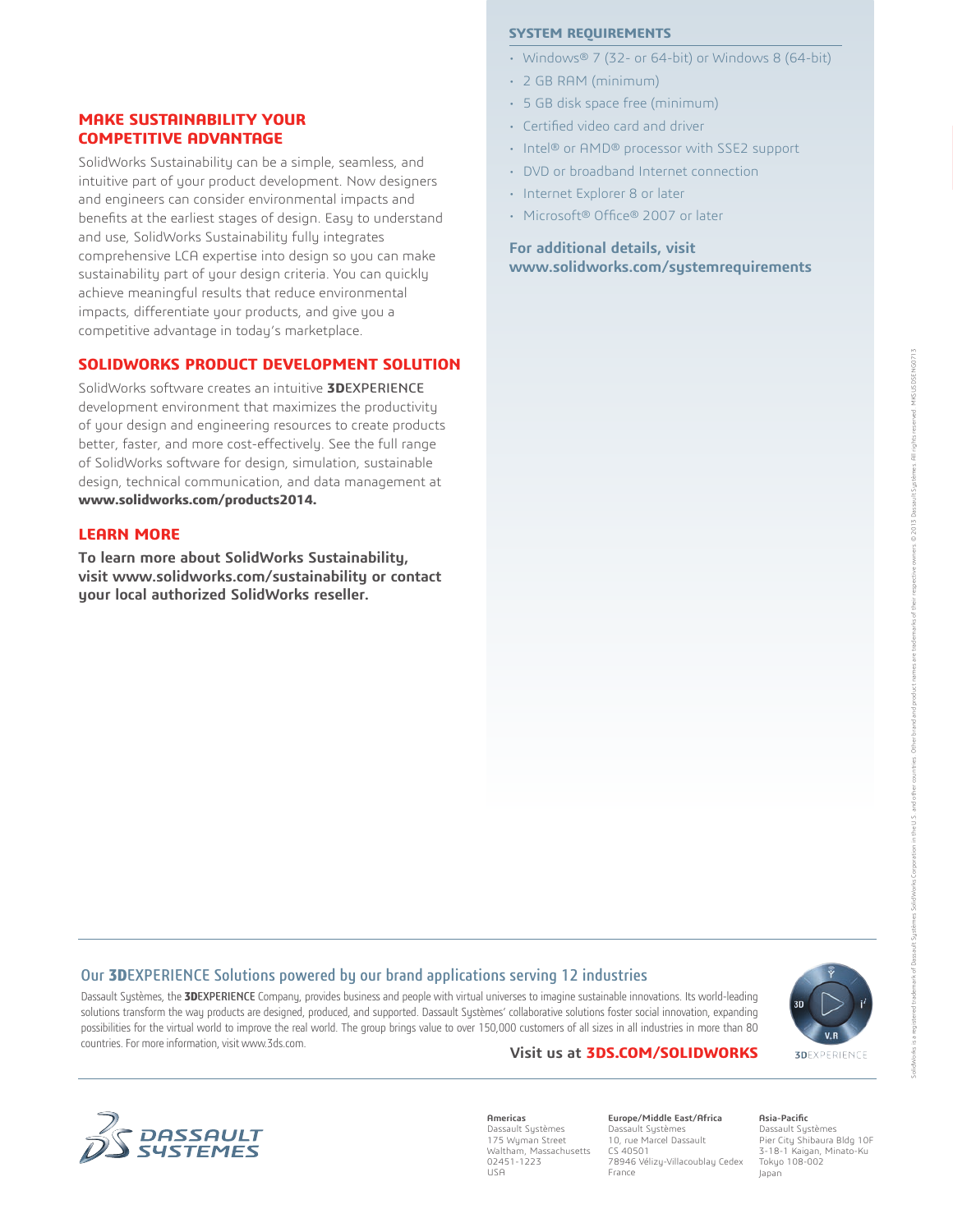## MAKE SUSTAINABILITY YOUR COMPETITIVE ADVANTAGE

SolidWorks Sustainability can be a simple, seamless, and intuitive part of your product development. Now designers and engineers can consider environmental impacts and benefits at the earliest stages of design. Easy to understand and use, SolidWorks Sustainability fully integrates comprehensive LCA expertise into design so you can make sustainability part of your design criteria. You can quickly achieve meaningful results that reduce environmental impacts, differentiate your products, and give you a competitive advantage in today's marketplace.

## SOLIDWORKS PRODUCT DEVELOPMENT SOLUTION

SolidWorks software creates an intuitive **3D**EXPERIENCE development environment that maximizes the productivity of your design and engineering resources to create products better, faster, and more cost-effectively. See the full range of SolidWorks software for design, simulation, sustainable design, technical communication, and data management at **www.solidworks.com/products2014.**

## LEARN MORE

**To learn more about SolidWorks Sustainability, visit www.solidworks.com/sustainability or contact your local authorized SolidWorks reseller.**

## SYSTEM REQUIREMENTS

- Windows® 7 (32- or 64-bit) or Windows 8 (64-bit)
- 2 GB RAM (minimum)
- 5 GB disk space free (minimum)
- Certified video card and driver
- Intel® or AMD® processor with SSE2 support
- DVD or broadband Internet connection
- Internet Explorer 8 or later
- Microsoft® Office® 2007 or later

**For additional details, visit www.solidworks.com/systemrequirements**

## Our **3D**EXPERIENCE Solutions powered by our brand applications serving 12 industries

Dassault Systèmes, the **3D**EXPERIENCE Company, provides business and people with virtual universes to imagine sustainable innovations. Its world-leading solutions transform the way products are designed, produced, and supported. Dassault Systèmes' collaborative solutions foster social innovation, expanding possibilities for the virtual world to improve the real world. The group brings value to over 150,000 customers of all sizes in all industries in more than 80 countries. For more information, visit www.3ds.com.

**Visit us at 3DS.COM/SOLIDWORKS**

**Americas**
Dassault Systèmes
175 Wyman Street
Waltham, Massachusetts
02451-1223
USA

**Europe/Middle East/Africa**
Dassault Systèmes
10, rue Marcel Dassault
CS 40501
78946 Vélizy-Villacoublay Cedex
France

**Asia-Pacific**
Dassault Systèmes
Pier City Shibaura Bldg 10F
3-18-1 Kaigan, Minato-Ku
Tokyo 108-002
Japan

SolidWorks is a registered trademark of Dassault Systèmes SolidWorks Corporation in the U.S. and other countries. Other brand and product names are trademarks of their respective owners. © 2013 Dassault Systèmes. All rights reserved. MKSUSDSENG0713